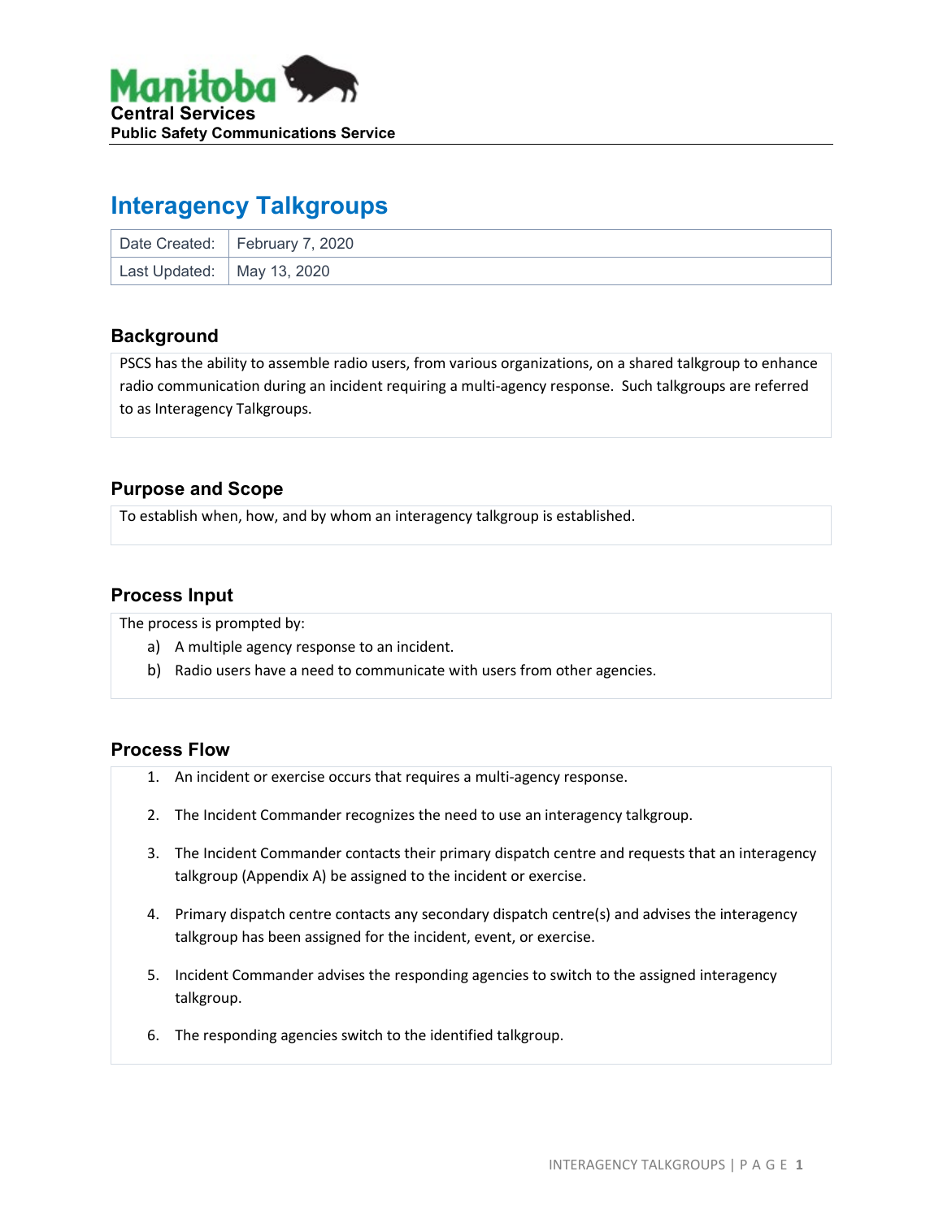Manitoba

**Central Services**
**Public Safety Communications Service**

# Interagency Talkgroups

| Date Created: | February 7, 2020 |
|---|---|
| Last Updated: | May 13, 2020 |

## Background

PSCS has the ability to assemble radio users, from various organizations, on a shared talkgroup to enhance radio communication during an incident requiring a multi-agency response. Such talkgroups are referred to as Interagency Talkgroups.

## Purpose and Scope

To establish when, how, and by whom an interagency talkgroup is established.

## Process Input

The process is prompted by:

a) A multiple agency response to an incident.
b) Radio users have a need to communicate with users from other agencies.

## Process Flow

1. An incident or exercise occurs that requires a multi-agency response.
2. The Incident Commander recognizes the need to use an interagency talkgroup.
3. The Incident Commander contacts their primary dispatch centre and requests that an interagency talkgroup (Appendix A) be assigned to the incident or exercise.
4. Primary dispatch centre contacts any secondary dispatch centre(s) and advises the interagency talkgroup has been assigned for the incident, event, or exercise.
5. Incident Commander advises the responding agencies to switch to the assigned interagency talkgroup.
6. The responding agencies switch to the identified talkgroup.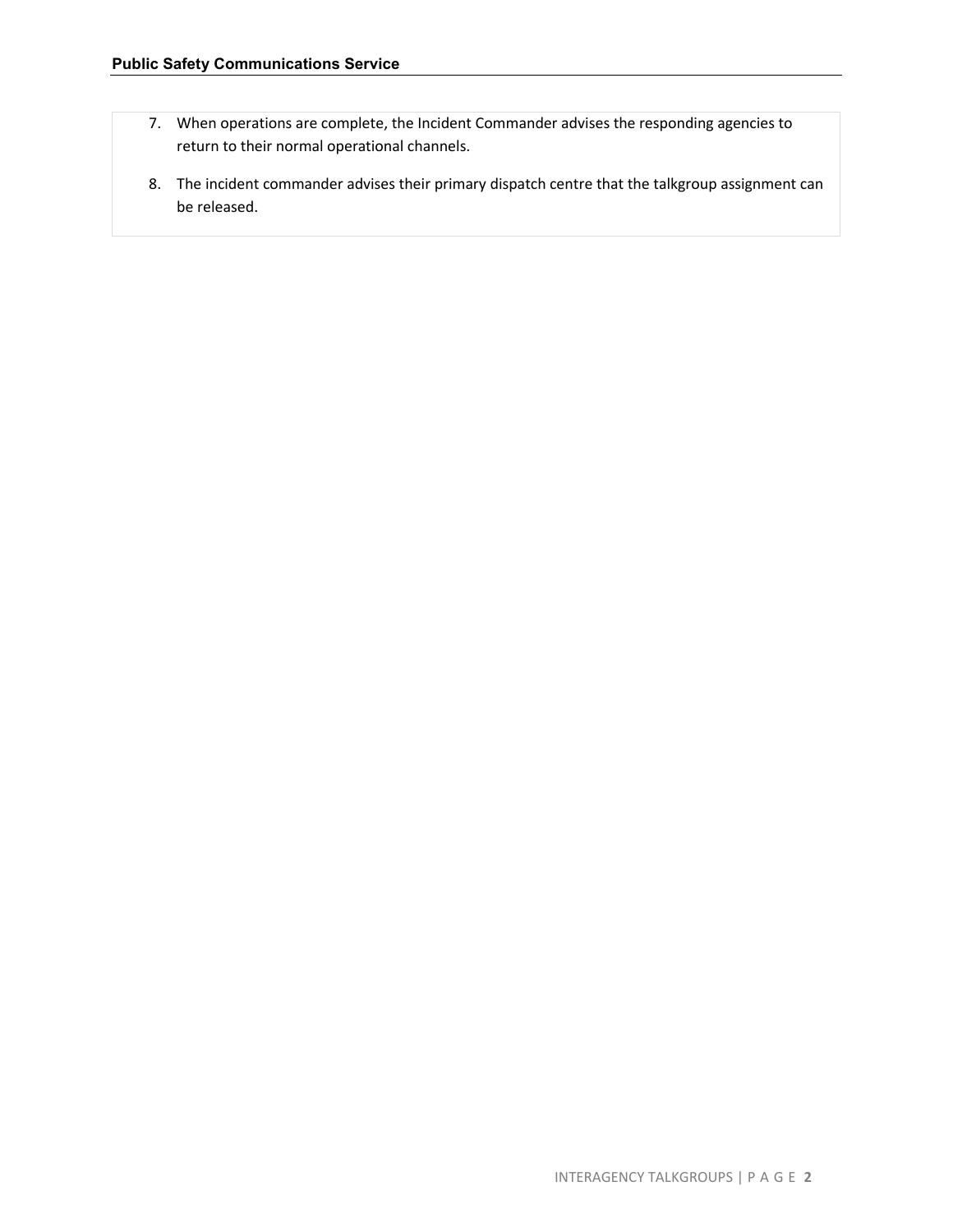7. When operations are complete, the Incident Commander advises the responding agencies to return to their normal operational channels.
8. The incident commander advises their primary dispatch centre that the talkgroup assignment can be released.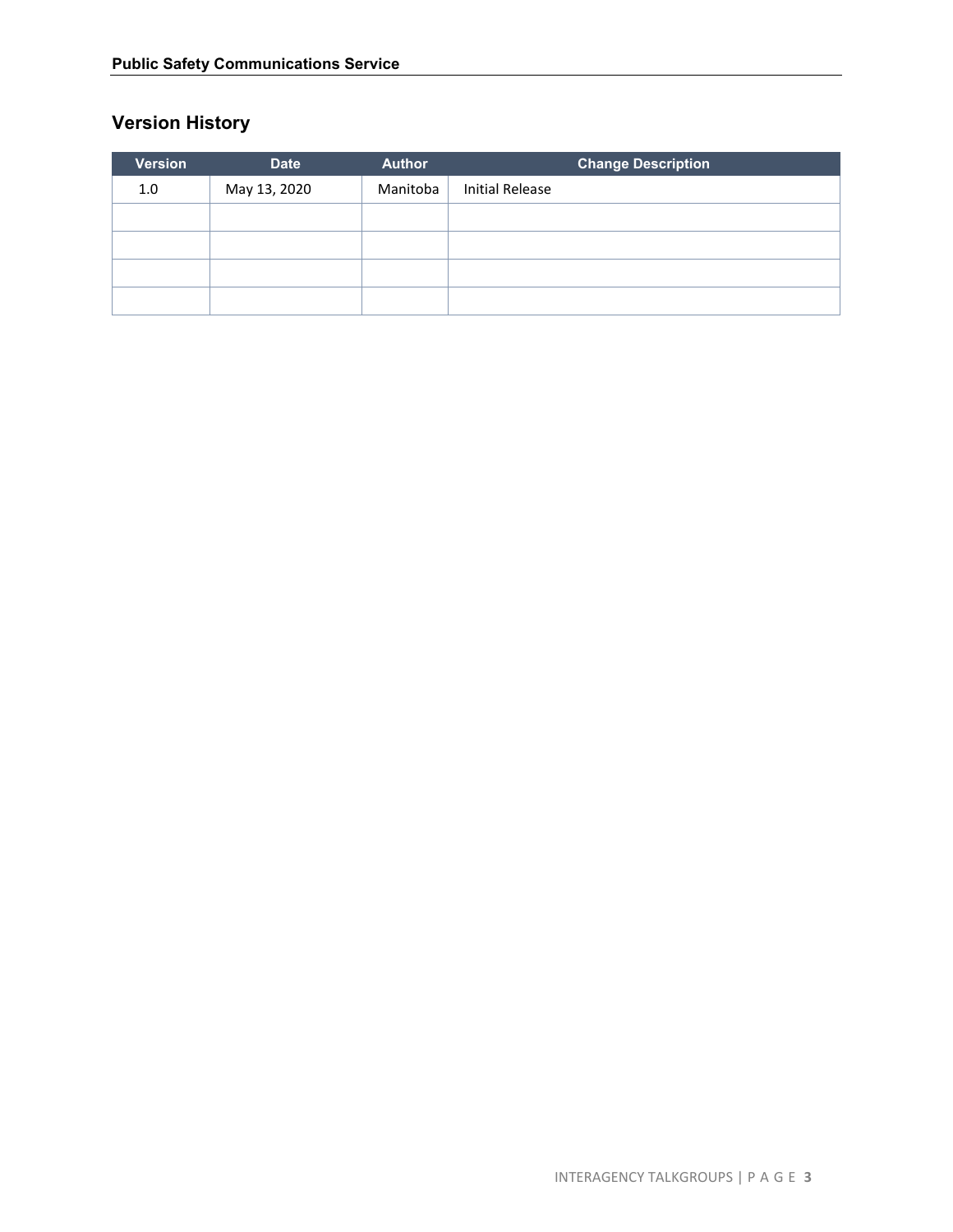## Version History

| Version | Date | Author | Change Description |
|---|---|---|---|
| 1.0 | May 13, 2020 | Manitoba | Initial Release |
| | | | |
| | | | |
| | | | |
| | | | |